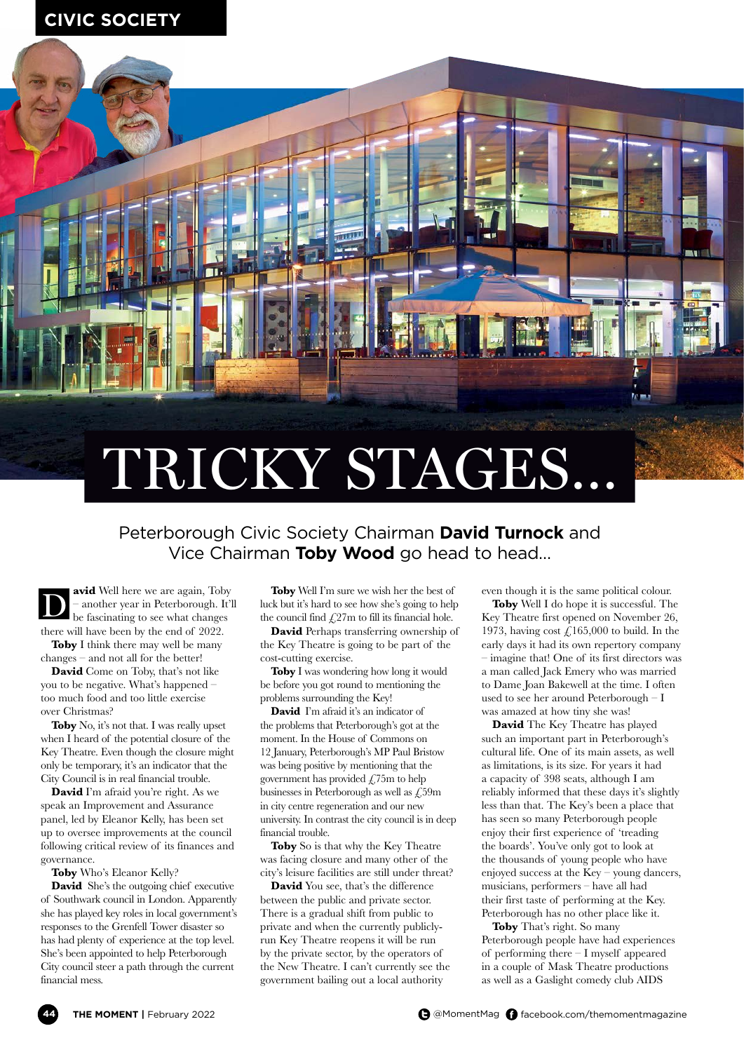# TRICKY STAGES...

Peterborough Civic Society Chairman **David Turnock** and Vice Chairman **Toby Wood** go head to head...

**David** Well here we are again, Toby – another year in Peterborough. It'll be fascinating to see what changes there will have been by the end of 2022.

**Toby** I think there may well be many changes – and not all for the better!

**David** Come on Toby, that's not like you to be negative. What's happened – too much food and too little exercise over Christmas?

**Toby** No, it's not that. I was really upset when I heard of the potential closure of the Key Theatre. Even though the closure might only be temporary, it's an indicator that the City Council is in real financial trouble.

**David** I'm afraid you're right. As we speak an Improvement and Assurance panel, led by Eleanor Kelly, has been set up to oversee improvements at the council following critical review of its finances and governance.

**Toby** Who's Eleanor Kelly?

**David** She's the outgoing chief executive of Southwark council in London. Apparently she has played key roles in local government's responses to the Grenfell Tower disaster so has had plenty of experience at the top level. She's been appointed to help Peterborough City council steer a path through the current financial mess.

**Toby** Well I'm sure we wish her the best of luck but it's hard to see how she's going to help the council find £27m to fill its financial hole.

**David** Perhaps transferring ownership of the Key Theatre is going to be part of the cost-cutting exercise.

**Toby** I was wondering how long it would be before you got round to mentioning the problems surrounding the Key!

**David** I'm afraid it's an indicator of the problems that Peterborough's got at the moment. In the House of Commons on 12 January, Peterborough's MP Paul Bristow was being positive by mentioning that the government has provided £75m to help businesses in Peterborough as well as £59m in city centre regeneration and our new university. In contrast the city council is in deep financial trouble.

**Toby** So is that why the Key Theatre was facing closure and many other of the city's leisure facilities are still under threat?

**David** You see, that's the difference between the public and private sector. There is a gradual shift from public to private and when the currently publicly-run Key Theatre reopens it will be run by the private sector, by the operators of the New Theatre. I can't currently see the government bailing out a local authority even though it is the same political colour.

**Toby** Well I do hope it is successful. The Key Theatre first opened on November 26, 1973, having cost £165,000 to build. In the early days it had its own repertory company – imagine that! One of its first directors was a man called Jack Emery who was married to Dame Joan Bakewell at the time. I often used to see her around Peterborough – I was amazed at how tiny she was!

**David** The Key Theatre has played such an important part in Peterborough's cultural life. One of its main assets, as well as limitations, is its size. For years it had a capacity of 398 seats, although I am reliably informed that these days it's slightly less than that. The Key's been a place that has seen so many Peterborough people enjoy their first experience of 'treading the boards'. You've only got to look at the thousands of young people who have enjoyed success at the Key – young dancers, musicians, performers – have all had their first taste of performing at the Key. Peterborough has no other place like it.

**Toby** That's right. So many Peterborough people have had experiences of performing there – I myself appeared in a couple of Mask Theatre productions as well as a Gaslight comedy club AIDS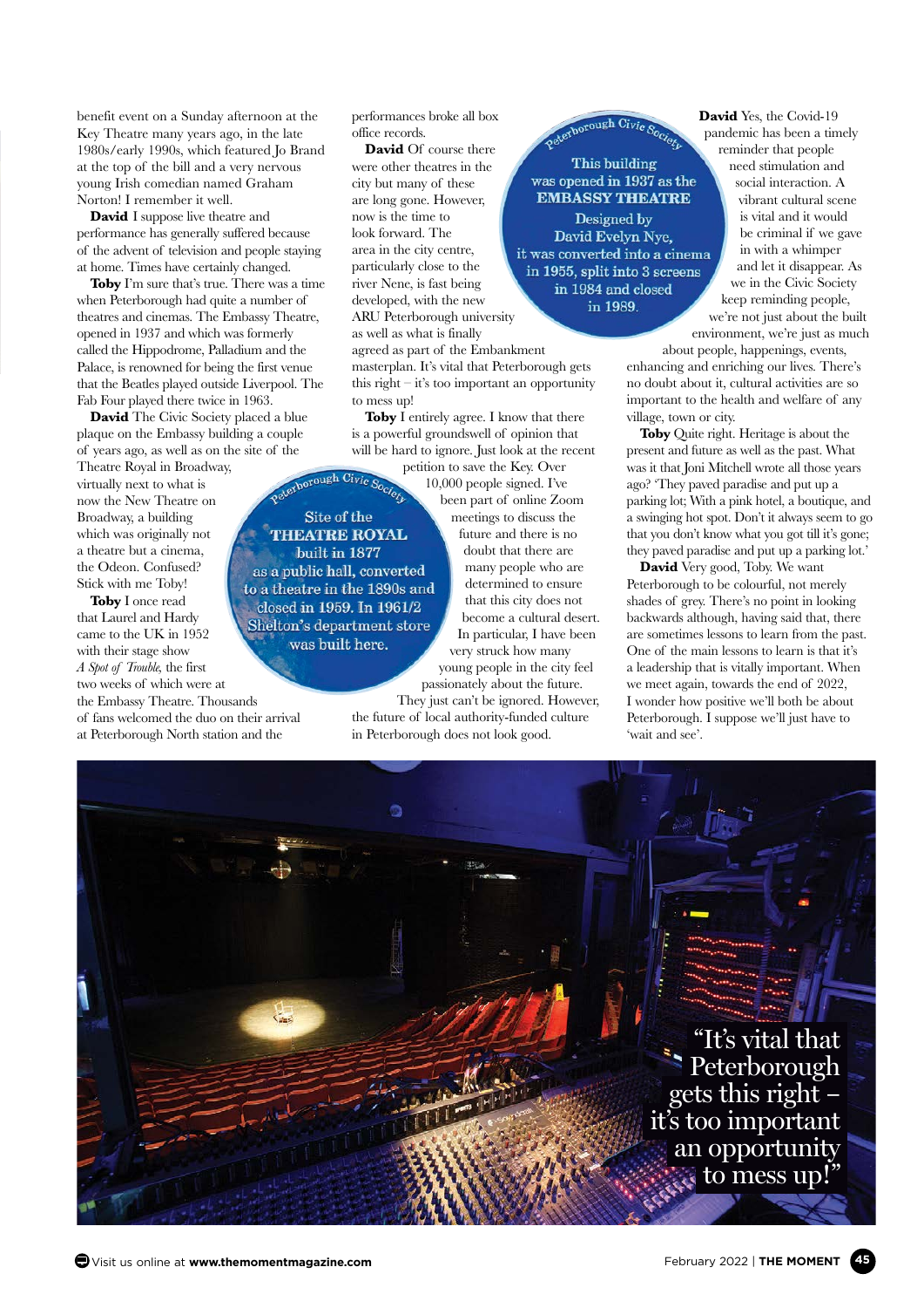benefit event on a Sunday afternoon at the Key Theatre many years ago, in the late 1980s/early 1990s, which featured Jo Brand at the top of the bill and a very nervous young Irish comedian named Graham Norton! I remember it well.

**David** I suppose live theatre and performance has generally suffered because of the advent of television and people staying at home. Times have certainly changed.

**Toby** I'm sure that's true. There was a time when Peterborough had quite a number of theatres and cinemas. The Embassy Theatre, opened in 1937 and which was formerly called the Hippodrome, Palladium and the Palace, is renowned for being the first venue that the Beatles played outside Liverpool. The Fab Four played there twice in 1963.

**David** The Civic Society placed a blue plaque on the Embassy building a couple of years ago, as well as on the site of the Theatre Royal in Broadway, virtually next to what is now the New Theatre on Broadway, a building which was originally not a theatre but a cinema, the Odeon. Confused? Stick with me Toby!

**Toby** I once read that Laurel and Hardy came to the UK in 1952 with their stage show *A Spot of Trouble*, the first two weeks of which were at the Embassy Theatre. Thousands of fans welcomed the duo on their arrival at Peterborough North station and the performances broke all box office records.

**David** Of course there were other theatres in the city but many of these are long gone. However, now is the time to look forward. The area in the city centre, particularly close to the river Nene, is fast being developed, with the new ARU Peterborough university as well as what is finally agreed as part of the Embankment masterplan. It's vital that Peterborough gets this right – it's too important an opportunity to mess up!

**Toby** I entirely agree. I know that there is a powerful groundswell of opinion that will be hard to ignore. Just look at the recent petition to save the Key. Over 10,000 people signed. I've been part of online Zoom meetings to discuss the future and there is no doubt that there are many people who are determined to ensure that this city does not become a cultural desert. In particular, I have been very struck how many young people in the city feel passionately about the future. They just can't be ignored. However, the future of local authority-funded culture in Peterborough does not look good.

**David** Yes, the Covid-19 pandemic has been a timely reminder that people need stimulation and social interaction. A vibrant cultural scene is vital and it would be criminal if we gave in with a whimper and let it disappear. As we in the Civic Society keep reminding people, we're not just about the built environment, we're just as much about people, happenings, events, enhancing and enriching our lives. There's no doubt about it, cultural activities are so important to the health and welfare of any village, town or city.

**Toby** Quite right. Heritage is about the present and future as well as the past. What was it that Joni Mitchell wrote all those years ago? 'They paved paradise and put up a parking lot; With a pink hotel, a boutique, and a swinging hot spot. Don't it always seem to go that you don't know what you got till it's gone; they paved paradise and put up a parking lot.'

**David** Very good, Toby. We want Peterborough to be colourful, not merely shades of grey. There's no point in looking backwards although, having said that, there are sometimes lessons to learn from the past. One of the main lessons to learn is that it's a leadership that is vitally important. When we meet again, towards the end of 2022, I wonder how positive we'll both be about Peterborough. I suppose we'll just have to 'wait and see'.

Peterborough Civic Society
Site of the THEATRE ROYAL built in 1877 as a public hall, converted to a theatre in the 1890s and closed in 1959. In 1961/2 Shelton's department store was built here.

Peterborough Civic Society
This building was opened in 1937 as the EMBASSY THEATRE
Designed by David Evelyn Nye, it was converted into a cinema in 1955, split into 3 screens in 1984 and closed in 1989.

"It's vital that Peterborough gets this right – it's too important an opportunity to mess up!"

Visit us online at **www.themomentmagazine.com**